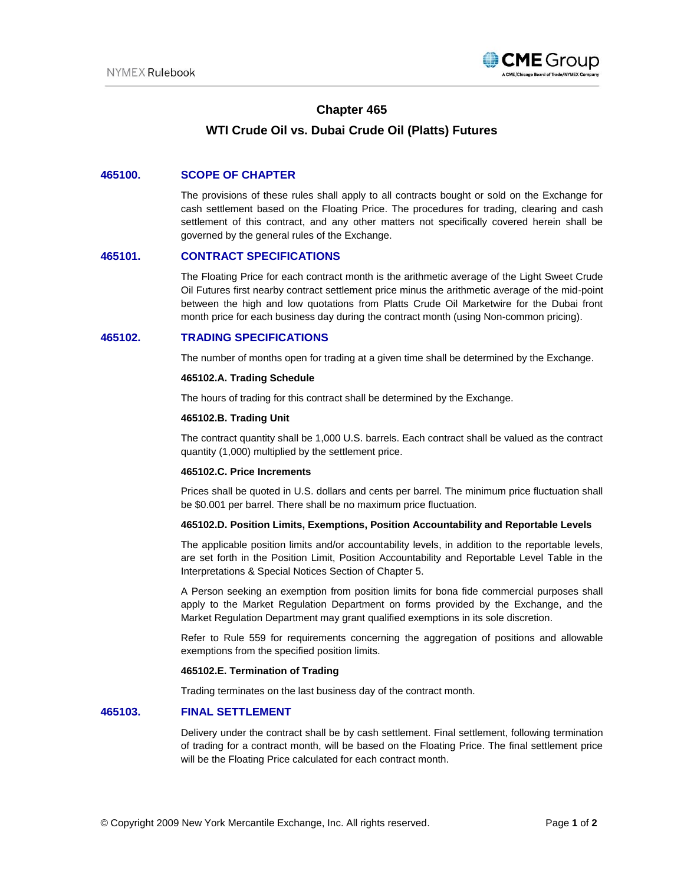# Chapter 465

# WTI Crude Oil vs. Dubai Crude Oil (Platts) Futures

## 465100. SCOPE OF CHAPTER

The provisions of these rules shall apply to all contracts bought or sold on the Exchange for cash settlement based on the Floating Price. The procedures for trading, clearing and cash settlement of this contract, and any other matters not specifically covered herein shall be governed by the general rules of the Exchange.

## 465101. CONTRACT SPECIFICATIONS

The Floating Price for each contract month is the arithmetic average of the Light Sweet Crude Oil Futures first nearby contract settlement price minus the arithmetic average of the mid-point between the high and low quotations from Platts Crude Oil Marketwire for the Dubai front month price for each business day during the contract month (using Non-common pricing).

## 465102. TRADING SPECIFICATIONS

The number of months open for trading at a given time shall be determined by the Exchange.

### 465102.A. Trading Schedule

The hours of trading for this contract shall be determined by the Exchange.

### 465102.B. Trading Unit

The contract quantity shall be 1,000 U.S. barrels. Each contract shall be valued as the contract quantity (1,000) multiplied by the settlement price.

### 465102.C. Price Increments

Prices shall be quoted in U.S. dollars and cents per barrel. The minimum price fluctuation shall be $0.001 per barrel. There shall be no maximum price fluctuation.

### 465102.D. Position Limits, Exemptions, Position Accountability and Reportable Levels

The applicable position limits and/or accountability levels, in addition to the reportable levels, are set forth in the Position Limit, Position Accountability and Reportable Level Table in the Interpretations & Special Notices Section of Chapter 5.

A Person seeking an exemption from position limits for bona fide commercial purposes shall apply to the Market Regulation Department on forms provided by the Exchange, and the Market Regulation Department may grant qualified exemptions in its sole discretion.

Refer to Rule 559 for requirements concerning the aggregation of positions and allowable exemptions from the specified position limits.

### 465102.E. Termination of Trading

Trading terminates on the last business day of the contract month.

## 465103. FINAL SETTLEMENT

Delivery under the contract shall be by cash settlement. Final settlement, following termination of trading for a contract month, will be based on the Floating Price. The final settlement price will be the Floating Price calculated for each contract month.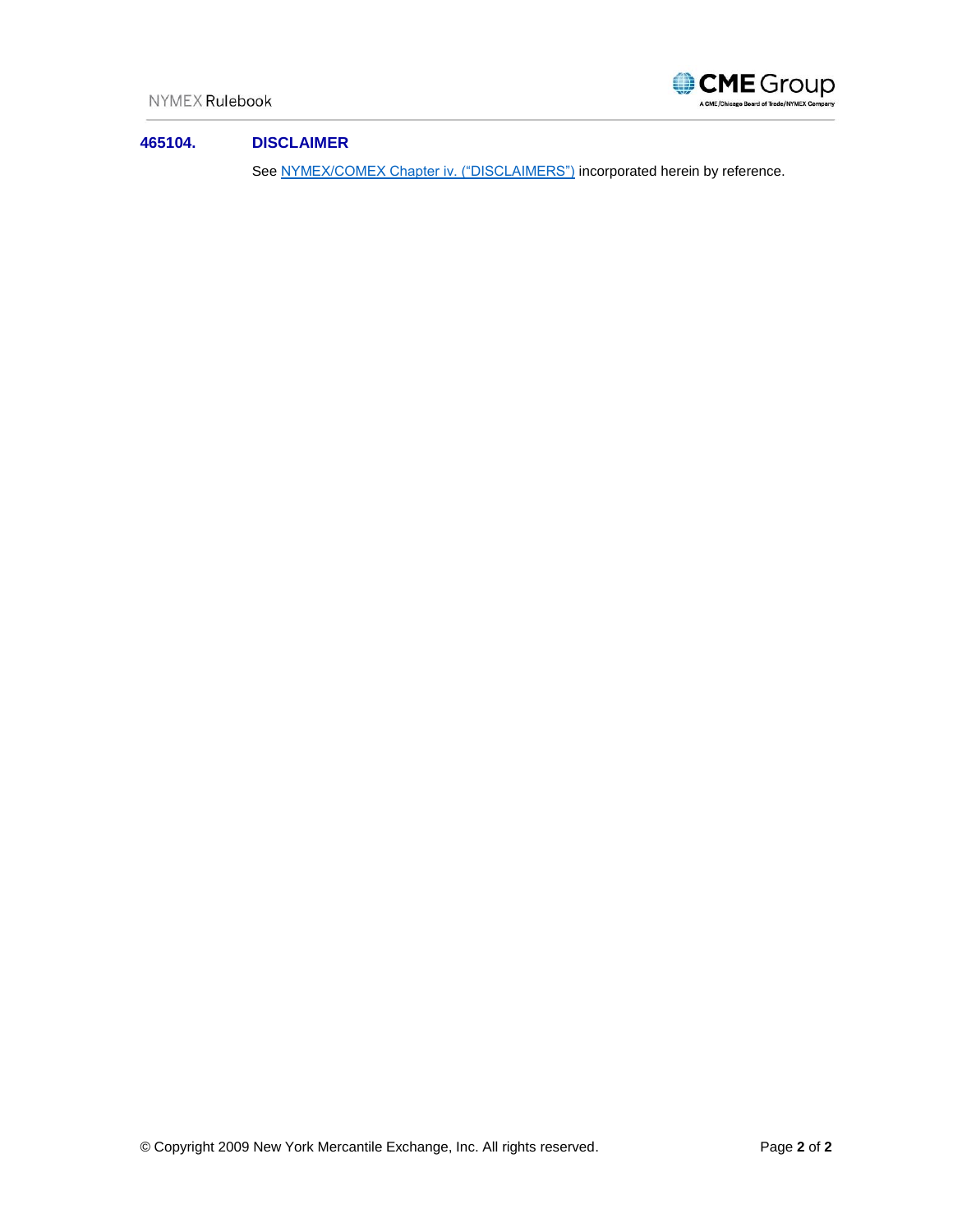## 465104. DISCLAIMER

See NYMEX/COMEX Chapter iv. ("DISCLAIMERS") incorporated herein by reference.